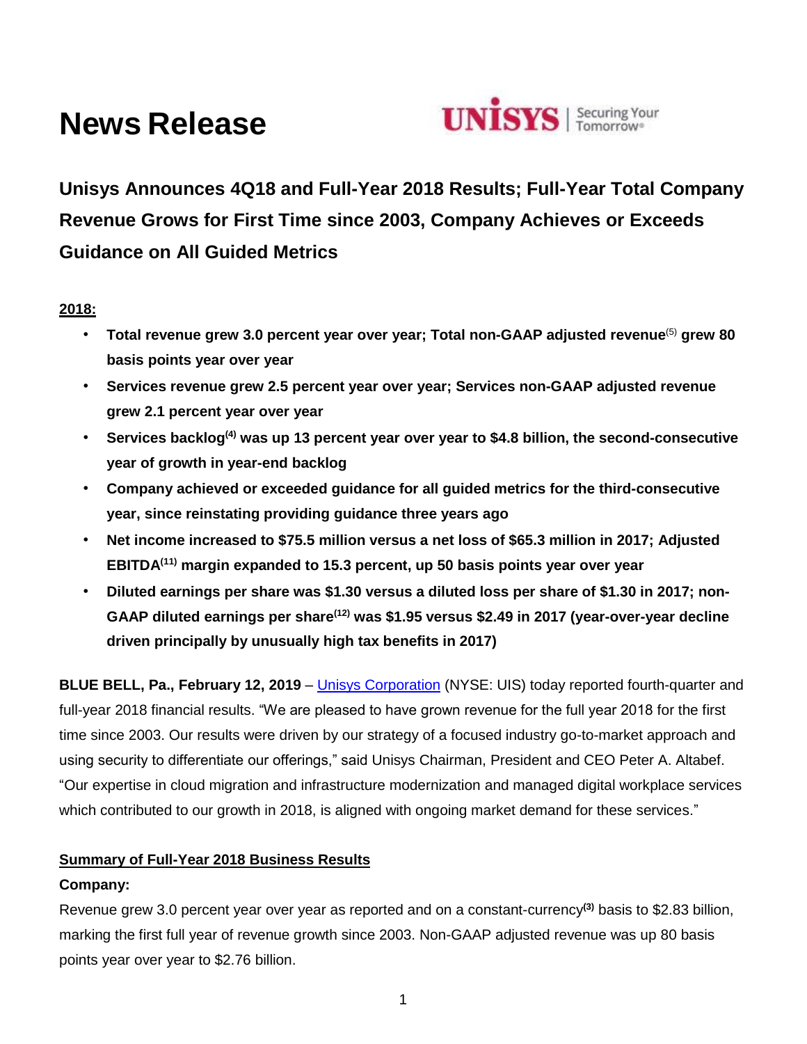# News Release

## Unisys Announces 4Q18 and Full-Year 2018 Results; Full-Year Total Company Revenue Grows for First Time since 2003, Company Achieves or Exceeds Guidance on All Guided Metrics

**2018:**

- **Total revenue grew 3.0 percent year over year; Total non-GAAP adjusted revenue[5] grew 80 basis points year over year**
- **Services revenue grew 2.5 percent year over year; Services non-GAAP adjusted revenue grew 2.1 percent year over year**
- **Services backlog[4] was up 13 percent year over year to $4.8 billion, the second-consecutive year of growth in year-end backlog**
- **Company achieved or exceeded guidance for all guided metrics for the third-consecutive year, since reinstating providing guidance three years ago**
- **Net income increased to $75.5 million versus a net loss of $65.3 million in 2017; Adjusted EBITDA[11] margin expanded to 15.3 percent, up 50 basis points year over year**
- **Diluted earnings per share was $1.30 versus a diluted loss per share of $1.30 in 2017; non-GAAP diluted earnings per share[12] was $1.95 versus $2.49 in 2017 (year-over-year decline driven principally by unusually high tax benefits in 2017)**

**BLUE BELL, Pa., February 12, 2019** – Unisys Corporation (NYSE: UIS) today reported fourth-quarter and full-year 2018 financial results. "We are pleased to have grown revenue for the full year 2018 for the first time since 2003. Our results were driven by our strategy of a focused industry go-to-market approach and using security to differentiate our offerings," said Unisys Chairman, President and CEO Peter A. Altabef. "Our expertise in cloud migration and infrastructure modernization and managed digital workplace services which contributed to our growth in 2018, is aligned with ongoing market demand for these services."

**Summary of Full-Year 2018 Business Results**

**Company:**

Revenue grew 3.0 percent year over year as reported and on a constant-currency[3] basis to $2.83 billion, marking the first full year of revenue growth since 2003. Non-GAAP adjusted revenue was up 80 basis points year over year to $2.76 billion.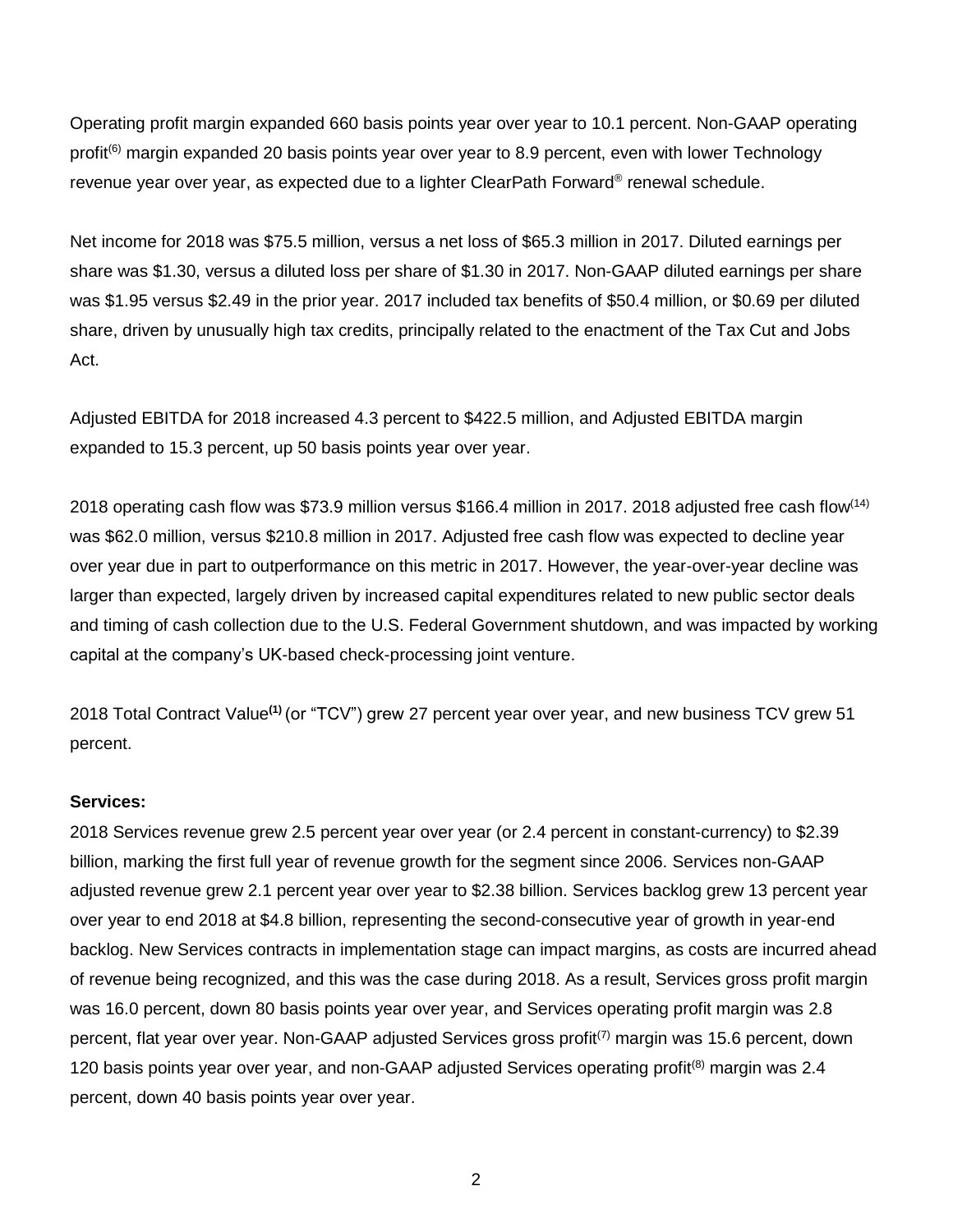Operating profit margin expanded 660 basis points year over year to 10.1 percent. Non-GAAP operating profit[6] margin expanded 20 basis points year over year to 8.9 percent, even with lower Technology revenue year over year, as expected due to a lighter ClearPath Forward® renewal schedule.

Net income for 2018 was $75.5 million, versus a net loss of $65.3 million in 2017. Diluted earnings per share was $1.30, versus a diluted loss per share of $1.30 in 2017. Non-GAAP diluted earnings per share was $1.95 versus $2.49 in the prior year. 2017 included tax benefits of $50.4 million, or $0.69 per diluted share, driven by unusually high tax credits, principally related to the enactment of the Tax Cut and Jobs Act.

Adjusted EBITDA for 2018 increased 4.3 percent to $422.5 million, and Adjusted EBITDA margin expanded to 15.3 percent, up 50 basis points year over year.

2018 operating cash flow was $73.9 million versus $166.4 million in 2017. 2018 adjusted free cash flow[14] was $62.0 million, versus $210.8 million in 2017. Adjusted free cash flow was expected to decline year over year due in part to outperformance on this metric in 2017. However, the year-over-year decline was larger than expected, largely driven by increased capital expenditures related to new public sector deals and timing of cash collection due to the U.S. Federal Government shutdown, and was impacted by working capital at the company's UK-based check-processing joint venture.

2018 Total Contract Value[1] (or "TCV") grew 27 percent year over year, and new business TCV grew 51 percent.

**Services:**

2018 Services revenue grew 2.5 percent year over year (or 2.4 percent in constant-currency) to $2.39 billion, marking the first full year of revenue growth for the segment since 2006. Services non-GAAP adjusted revenue grew 2.1 percent year over year to $2.38 billion. Services backlog grew 13 percent year over year to end 2018 at $4.8 billion, representing the second-consecutive year of growth in year-end backlog. New Services contracts in implementation stage can impact margins, as costs are incurred ahead of revenue being recognized, and this was the case during 2018. As a result, Services gross profit margin was 16.0 percent, down 80 basis points year over year, and Services operating profit margin was 2.8 percent, flat year over year. Non-GAAP adjusted Services gross profit[7] margin was 15.6 percent, down 120 basis points year over year, and non-GAAP adjusted Services operating profit[8] margin was 2.4 percent, down 40 basis points year over year.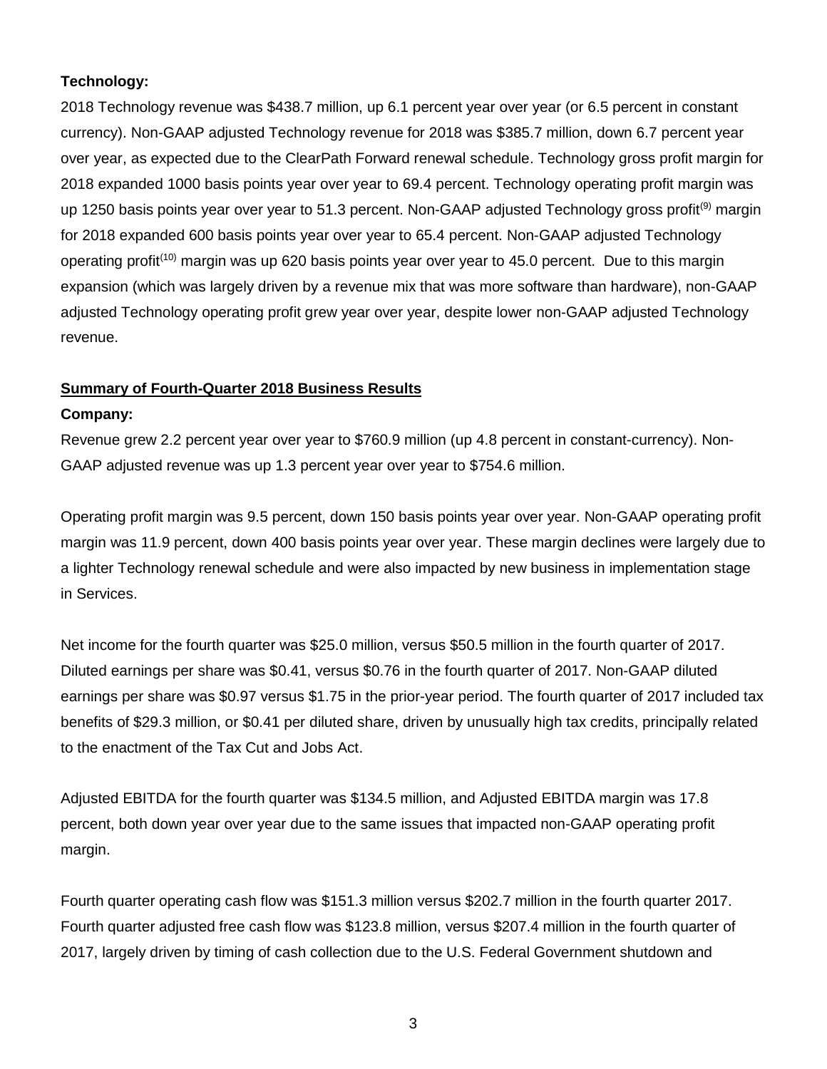**Technology:**

2018 Technology revenue was $438.7 million, up 6.1 percent year over year (or 6.5 percent in constant currency). Non-GAAP adjusted Technology revenue for 2018 was $385.7 million, down 6.7 percent year over year, as expected due to the ClearPath Forward renewal schedule. Technology gross profit margin for 2018 expanded 1000 basis points year over year to 69.4 percent. Technology operating profit margin was up 1250 basis points year over year to 51.3 percent. Non-GAAP adjusted Technology gross profit[9] margin for 2018 expanded 600 basis points year over year to 65.4 percent. Non-GAAP adjusted Technology operating profit[10] margin was up 620 basis points year over year to 45.0 percent. Due to this margin expansion (which was largely driven by a revenue mix that was more software than hardware), non-GAAP adjusted Technology operating profit grew year over year, despite lower non-GAAP adjusted Technology revenue.

**Summary of Fourth-Quarter 2018 Business Results**

**Company:**

Revenue grew 2.2 percent year over year to $760.9 million (up 4.8 percent in constant-currency). Non-GAAP adjusted revenue was up 1.3 percent year over year to $754.6 million.

Operating profit margin was 9.5 percent, down 150 basis points year over year. Non-GAAP operating profit margin was 11.9 percent, down 400 basis points year over year. These margin declines were largely due to a lighter Technology renewal schedule and were also impacted by new business in implementation stage in Services.

Net income for the fourth quarter was $25.0 million, versus $50.5 million in the fourth quarter of 2017. Diluted earnings per share was $0.41, versus $0.76 in the fourth quarter of 2017. Non-GAAP diluted earnings per share was $0.97 versus $1.75 in the prior-year period. The fourth quarter of 2017 included tax benefits of $29.3 million, or $0.41 per diluted share, driven by unusually high tax credits, principally related to the enactment of the Tax Cut and Jobs Act.

Adjusted EBITDA for the fourth quarter was $134.5 million, and Adjusted EBITDA margin was 17.8 percent, both down year over year due to the same issues that impacted non-GAAP operating profit margin.

Fourth quarter operating cash flow was $151.3 million versus $202.7 million in the fourth quarter 2017. Fourth quarter adjusted free cash flow was $123.8 million, versus $207.4 million in the fourth quarter of 2017, largely driven by timing of cash collection due to the U.S. Federal Government shutdown and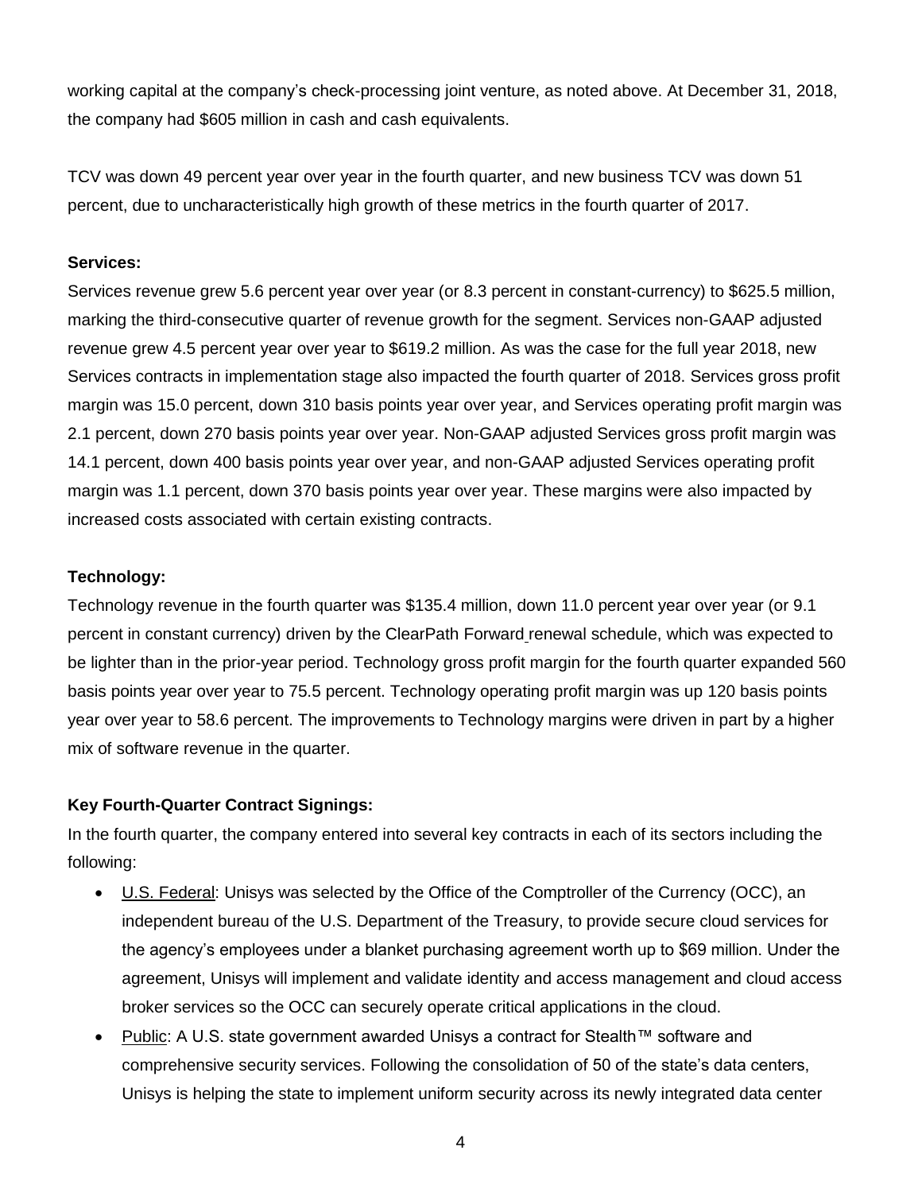working capital at the company's check-processing joint venture, as noted above. At December 31, 2018, the company had $605 million in cash and cash equivalents.

TCV was down 49 percent year over year in the fourth quarter, and new business TCV was down 51 percent, due to uncharacteristically high growth of these metrics in the fourth quarter of 2017.

**Services:**

Services revenue grew 5.6 percent year over year (or 8.3 percent in constant-currency) to $625.5 million, marking the third-consecutive quarter of revenue growth for the segment. Services non-GAAP adjusted revenue grew 4.5 percent year over year to $619.2 million. As was the case for the full year 2018, new Services contracts in implementation stage also impacted the fourth quarter of 2018. Services gross profit margin was 15.0 percent, down 310 basis points year over year, and Services operating profit margin was 2.1 percent, down 270 basis points year over year. Non-GAAP adjusted Services gross profit margin was 14.1 percent, down 400 basis points year over year, and non-GAAP adjusted Services operating profit margin was 1.1 percent, down 370 basis points year over year. These margins were also impacted by increased costs associated with certain existing contracts.

**Technology:**

Technology revenue in the fourth quarter was $135.4 million, down 11.0 percent year over year (or 9.1 percent in constant currency) driven by the ClearPath Forward renewal schedule, which was expected to be lighter than in the prior-year period. Technology gross profit margin for the fourth quarter expanded 560 basis points year over year to 75.5 percent. Technology operating profit margin was up 120 basis points year over year to 58.6 percent. The improvements to Technology margins were driven in part by a higher mix of software revenue in the quarter.

**Key Fourth-Quarter Contract Signings:**

In the fourth quarter, the company entered into several key contracts in each of its sectors including the following:

- U.S. Federal: Unisys was selected by the Office of the Comptroller of the Currency (OCC), an independent bureau of the U.S. Department of the Treasury, to provide secure cloud services for the agency's employees under a blanket purchasing agreement worth up to $69 million. Under the agreement, Unisys will implement and validate identity and access management and cloud access broker services so the OCC can securely operate critical applications in the cloud.
- Public: A U.S. state government awarded Unisys a contract for Stealth™ software and comprehensive security services. Following the consolidation of 50 of the state's data centers, Unisys is helping the state to implement uniform security across its newly integrated data center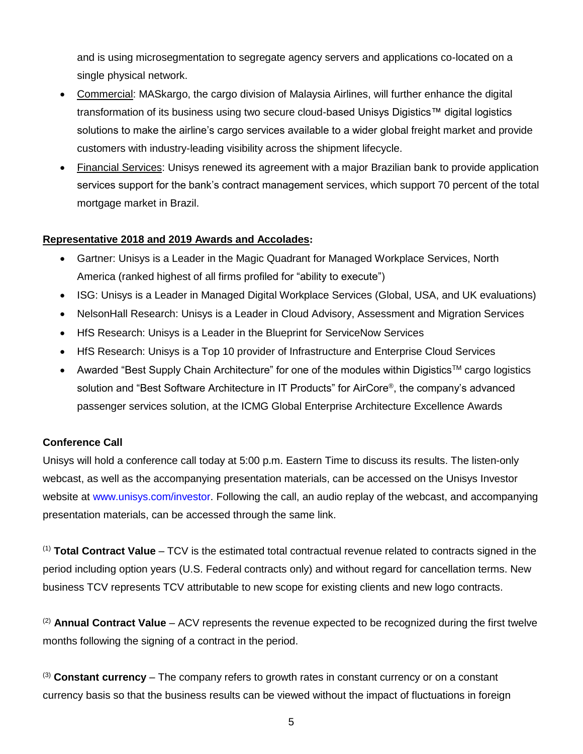and is using microsegmentation to segregate agency servers and applications co-located on a single physical network.

- Commercial: MASkargo, the cargo division of Malaysia Airlines, will further enhance the digital transformation of its business using two secure cloud-based Unisys Digistics™ digital logistics solutions to make the airline's cargo services available to a wider global freight market and provide customers with industry-leading visibility across the shipment lifecycle.
- Financial Services: Unisys renewed its agreement with a major Brazilian bank to provide application services support for the bank's contract management services, which support 70 percent of the total mortgage market in Brazil.

**Representative 2018 and 2019 Awards and Accolades:**

- Gartner: Unisys is a Leader in the Magic Quadrant for Managed Workplace Services, North America (ranked highest of all firms profiled for "ability to execute")
- ISG: Unisys is a Leader in Managed Digital Workplace Services (Global, USA, and UK evaluations)
- NelsonHall Research: Unisys is a Leader in Cloud Advisory, Assessment and Migration Services
- HfS Research: Unisys is a Leader in the Blueprint for ServiceNow Services
- HfS Research: Unisys is a Top 10 provider of Infrastructure and Enterprise Cloud Services
- Awarded "Best Supply Chain Architecture" for one of the modules within Digistics™ cargo logistics solution and "Best Software Architecture in IT Products" for AirCore®, the company's advanced passenger services solution, at the ICMG Global Enterprise Architecture Excellence Awards

**Conference Call**

Unisys will hold a conference call today at 5:00 p.m. Eastern Time to discuss its results. The listen-only webcast, as well as the accompanying presentation materials, can be accessed on the Unisys Investor website at www.unisys.com/investor. Following the call, an audio replay of the webcast, and accompanying presentation materials, can be accessed through the same link.

(1) **Total Contract Value** – TCV is the estimated total contractual revenue related to contracts signed in the period including option years (U.S. Federal contracts only) and without regard for cancellation terms. New business TCV represents TCV attributable to new scope for existing clients and new logo contracts.

(2) **Annual Contract Value** – ACV represents the revenue expected to be recognized during the first twelve months following the signing of a contract in the period.

(3) **Constant currency** – The company refers to growth rates in constant currency or on a constant currency basis so that the business results can be viewed without the impact of fluctuations in foreign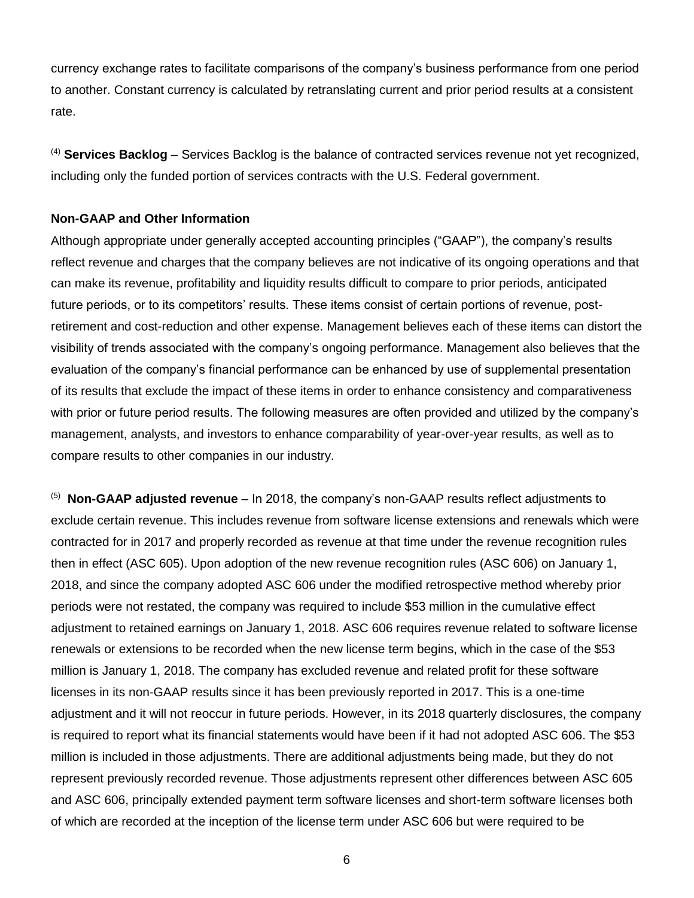currency exchange rates to facilitate comparisons of the company's business performance from one period to another. Constant currency is calculated by retranslating current and prior period results at a consistent rate.

[4] **Services Backlog** – Services Backlog is the balance of contracted services revenue not yet recognized, including only the funded portion of services contracts with the U.S. Federal government.

**Non-GAAP and Other Information**

Although appropriate under generally accepted accounting principles ("GAAP"), the company's results reflect revenue and charges that the company believes are not indicative of its ongoing operations and that can make its revenue, profitability and liquidity results difficult to compare to prior periods, anticipated future periods, or to its competitors' results. These items consist of certain portions of revenue, post-retirement and cost-reduction and other expense. Management believes each of these items can distort the visibility of trends associated with the company's ongoing performance. Management also believes that the evaluation of the company's financial performance can be enhanced by use of supplemental presentation of its results that exclude the impact of these items in order to enhance consistency and comparativeness with prior or future period results. The following measures are often provided and utilized by the company's management, analysts, and investors to enhance comparability of year-over-year results, as well as to compare results to other companies in our industry.

[5] **Non-GAAP adjusted revenue** – In 2018, the company's non-GAAP results reflect adjustments to exclude certain revenue. This includes revenue from software license extensions and renewals which were contracted for in 2017 and properly recorded as revenue at that time under the revenue recognition rules then in effect (ASC 605). Upon adoption of the new revenue recognition rules (ASC 606) on January 1, 2018, and since the company adopted ASC 606 under the modified retrospective method whereby prior periods were not restated, the company was required to include $53 million in the cumulative effect adjustment to retained earnings on January 1, 2018. ASC 606 requires revenue related to software license renewals or extensions to be recorded when the new license term begins, which in the case of the $53 million is January 1, 2018. The company has excluded revenue and related profit for these software licenses in its non-GAAP results since it has been previously reported in 2017. This is a one-time adjustment and it will not reoccur in future periods. However, in its 2018 quarterly disclosures, the company is required to report what its financial statements would have been if it had not adopted ASC 606. The $53 million is included in those adjustments. There are additional adjustments being made, but they do not represent previously recorded revenue. Those adjustments represent other differences between ASC 605 and ASC 606, principally extended payment term software licenses and short-term software licenses both of which are recorded at the inception of the license term under ASC 606 but were required to be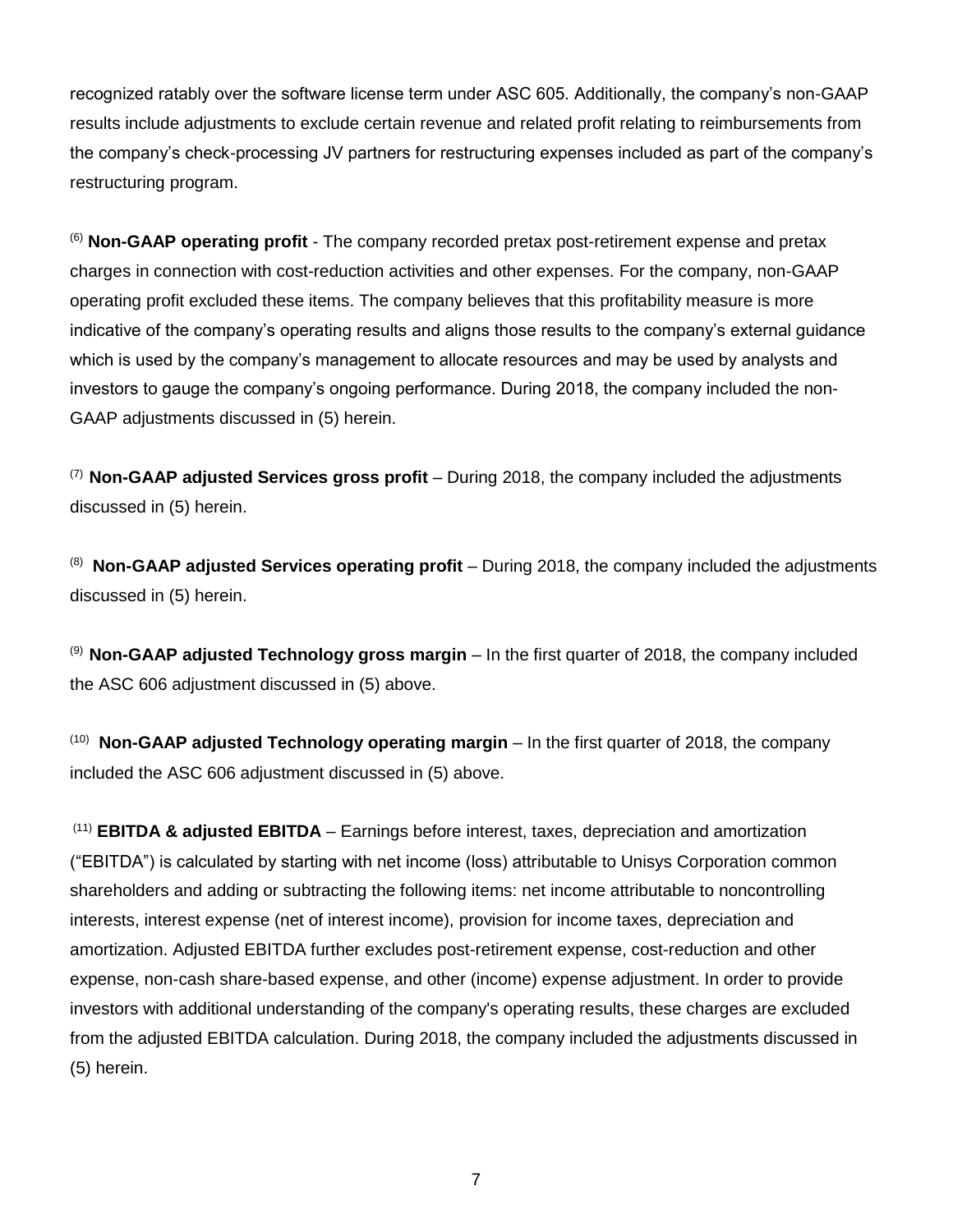recognized ratably over the software license term under ASC 605. Additionally, the company's non-GAAP results include adjustments to exclude certain revenue and related profit relating to reimbursements from the company's check-processing JV partners for restructuring expenses included as part of the company's restructuring program.

[6] **Non-GAAP operating profit** - The company recorded pretax post-retirement expense and pretax charges in connection with cost-reduction activities and other expenses. For the company, non-GAAP operating profit excluded these items. The company believes that this profitability measure is more indicative of the company's operating results and aligns those results to the company's external guidance which is used by the company's management to allocate resources and may be used by analysts and investors to gauge the company's ongoing performance. During 2018, the company included the non-GAAP adjustments discussed in (5) herein.

[7] **Non-GAAP adjusted Services gross profit** – During 2018, the company included the adjustments discussed in (5) herein.

[8] **Non-GAAP adjusted Services operating profit** – During 2018, the company included the adjustments discussed in (5) herein.

[9] **Non-GAAP adjusted Technology gross margin** – In the first quarter of 2018, the company included the ASC 606 adjustment discussed in (5) above.

[10] **Non-GAAP adjusted Technology operating margin** – In the first quarter of 2018, the company included the ASC 606 adjustment discussed in (5) above.

[11] **EBITDA & adjusted EBITDA** – Earnings before interest, taxes, depreciation and amortization ("EBITDA") is calculated by starting with net income (loss) attributable to Unisys Corporation common shareholders and adding or subtracting the following items: net income attributable to noncontrolling interests, interest expense (net of interest income), provision for income taxes, depreciation and amortization. Adjusted EBITDA further excludes post-retirement expense, cost-reduction and other expense, non-cash share-based expense, and other (income) expense adjustment. In order to provide investors with additional understanding of the company's operating results, these charges are excluded from the adjusted EBITDA calculation. During 2018, the company included the adjustments discussed in (5) herein.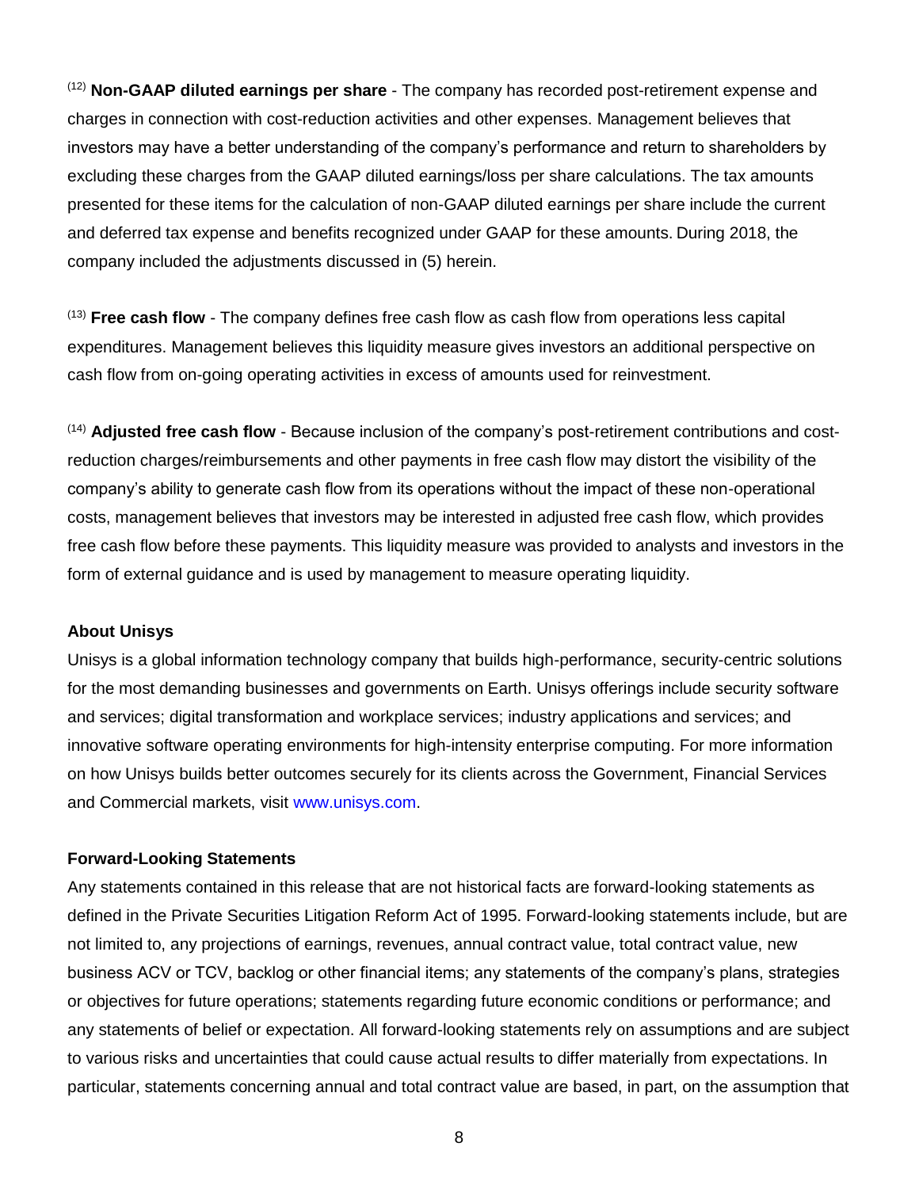[12] **Non-GAAP diluted earnings per share** - The company has recorded post-retirement expense and charges in connection with cost-reduction activities and other expenses. Management believes that investors may have a better understanding of the company's performance and return to shareholders by excluding these charges from the GAAP diluted earnings/loss per share calculations. The tax amounts presented for these items for the calculation of non-GAAP diluted earnings per share include the current and deferred tax expense and benefits recognized under GAAP for these amounts. During 2018, the company included the adjustments discussed in (5) herein.

[13] **Free cash flow** - The company defines free cash flow as cash flow from operations less capital expenditures. Management believes this liquidity measure gives investors an additional perspective on cash flow from on-going operating activities in excess of amounts used for reinvestment.

[14] **Adjusted free cash flow** - Because inclusion of the company's post-retirement contributions and cost-reduction charges/reimbursements and other payments in free cash flow may distort the visibility of the company's ability to generate cash flow from its operations without the impact of these non-operational costs, management believes that investors may be interested in adjusted free cash flow, which provides free cash flow before these payments. This liquidity measure was provided to analysts and investors in the form of external guidance and is used by management to measure operating liquidity.

**About Unisys**

Unisys is a global information technology company that builds high-performance, security-centric solutions for the most demanding businesses and governments on Earth. Unisys offerings include security software and services; digital transformation and workplace services; industry applications and services; and innovative software operating environments for high-intensity enterprise computing. For more information on how Unisys builds better outcomes securely for its clients across the Government, Financial Services and Commercial markets, visit www.unisys.com.

**Forward-Looking Statements**

Any statements contained in this release that are not historical facts are forward-looking statements as defined in the Private Securities Litigation Reform Act of 1995. Forward-looking statements include, but are not limited to, any projections of earnings, revenues, annual contract value, total contract value, new business ACV or TCV, backlog or other financial items; any statements of the company's plans, strategies or objectives for future operations; statements regarding future economic conditions or performance; and any statements of belief or expectation. All forward-looking statements rely on assumptions and are subject to various risks and uncertainties that could cause actual results to differ materially from expectations. In particular, statements concerning annual and total contract value are based, in part, on the assumption that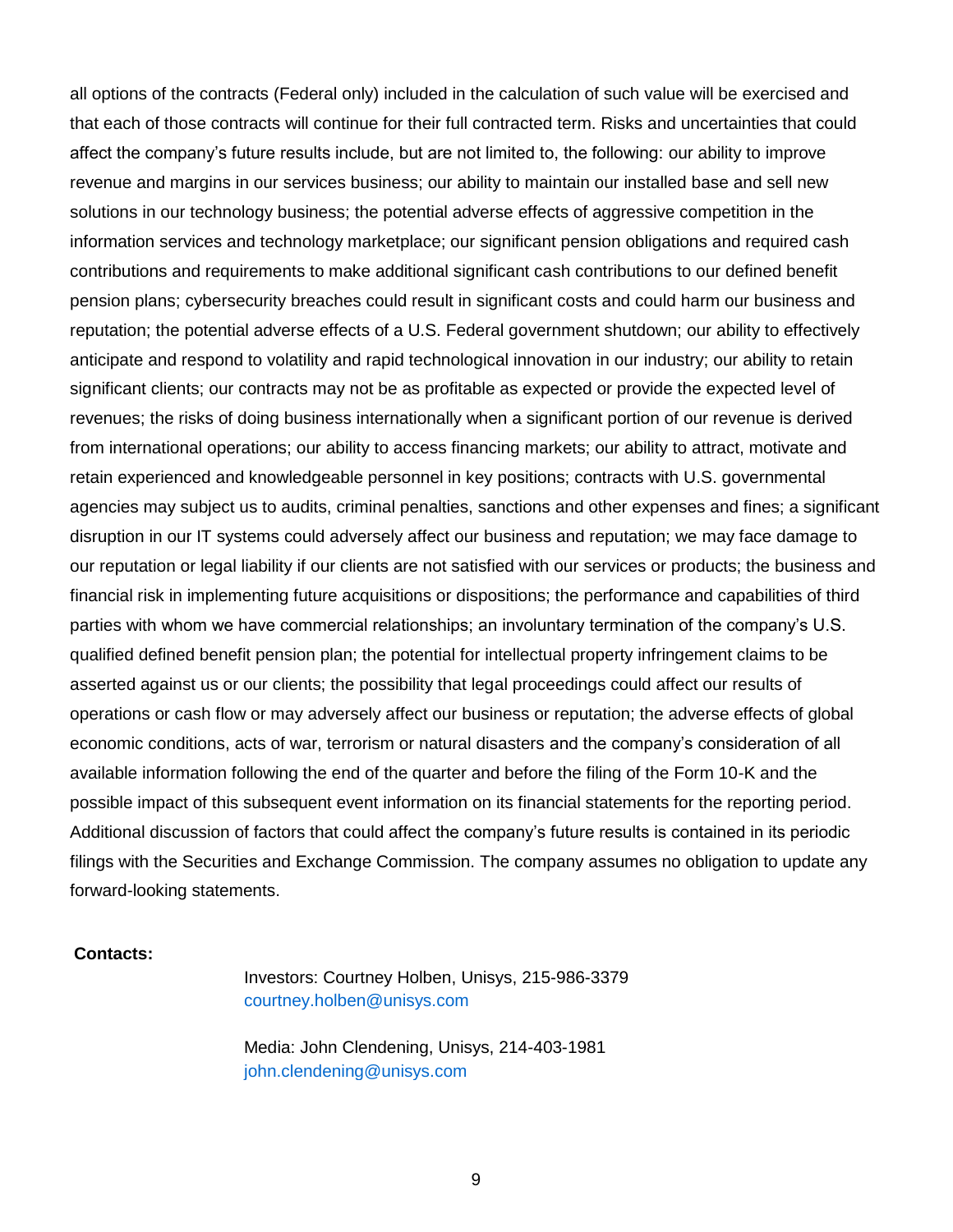all options of the contracts (Federal only) included in the calculation of such value will be exercised and that each of those contracts will continue for their full contracted term. Risks and uncertainties that could affect the company's future results include, but are not limited to, the following: our ability to improve revenue and margins in our services business; our ability to maintain our installed base and sell new solutions in our technology business; the potential adverse effects of aggressive competition in the information services and technology marketplace; our significant pension obligations and required cash contributions and requirements to make additional significant cash contributions to our defined benefit pension plans; cybersecurity breaches could result in significant costs and could harm our business and reputation; the potential adverse effects of a U.S. Federal government shutdown; our ability to effectively anticipate and respond to volatility and rapid technological innovation in our industry; our ability to retain significant clients; our contracts may not be as profitable as expected or provide the expected level of revenues; the risks of doing business internationally when a significant portion of our revenue is derived from international operations; our ability to access financing markets; our ability to attract, motivate and retain experienced and knowledgeable personnel in key positions; contracts with U.S. governmental agencies may subject us to audits, criminal penalties, sanctions and other expenses and fines; a significant disruption in our IT systems could adversely affect our business and reputation; we may face damage to our reputation or legal liability if our clients are not satisfied with our services or products; the business and financial risk in implementing future acquisitions or dispositions; the performance and capabilities of third parties with whom we have commercial relationships; an involuntary termination of the company's U.S. qualified defined benefit pension plan; the potential for intellectual property infringement claims to be asserted against us or our clients; the possibility that legal proceedings could affect our results of operations or cash flow or may adversely affect our business or reputation; the adverse effects of global economic conditions, acts of war, terrorism or natural disasters and the company's consideration of all available information following the end of the quarter and before the filing of the Form 10-K and the possible impact of this subsequent event information on its financial statements for the reporting period. Additional discussion of factors that could affect the company's future results is contained in its periodic filings with the Securities and Exchange Commission. The company assumes no obligation to update any forward-looking statements.

**Contacts:**

Investors: Courtney Holben, Unisys, 215-986-3379
courtney.holben@unisys.com

Media: John Clendening, Unisys, 214-403-1981
john.clendening@unisys.com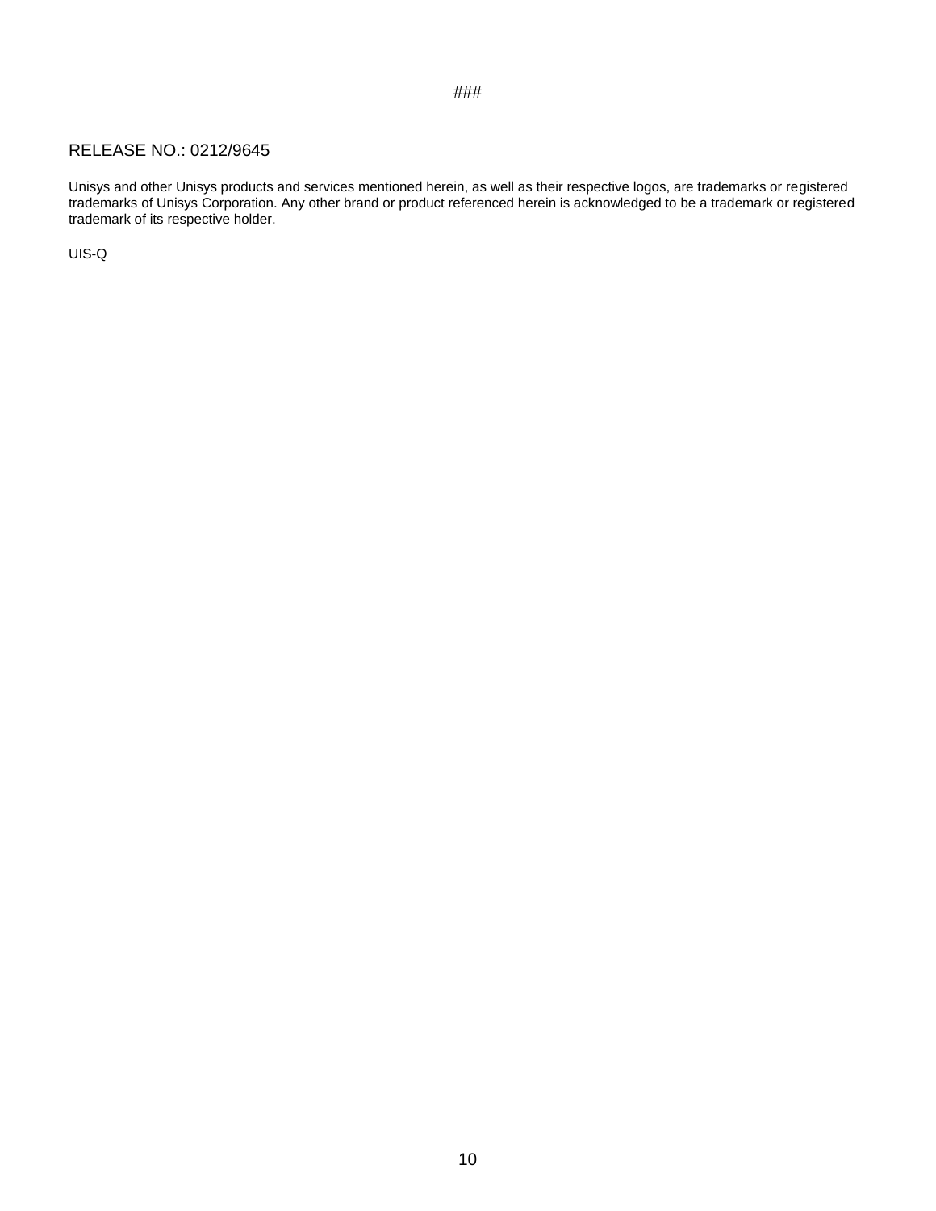###

RELEASE NO.: 0212/9645

Unisys and other Unisys products and services mentioned herein, as well as their respective logos, are trademarks or registered trademarks of Unisys Corporation. Any other brand or product referenced herein is acknowledged to be a trademark or registered trademark of its respective holder.

UIS-Q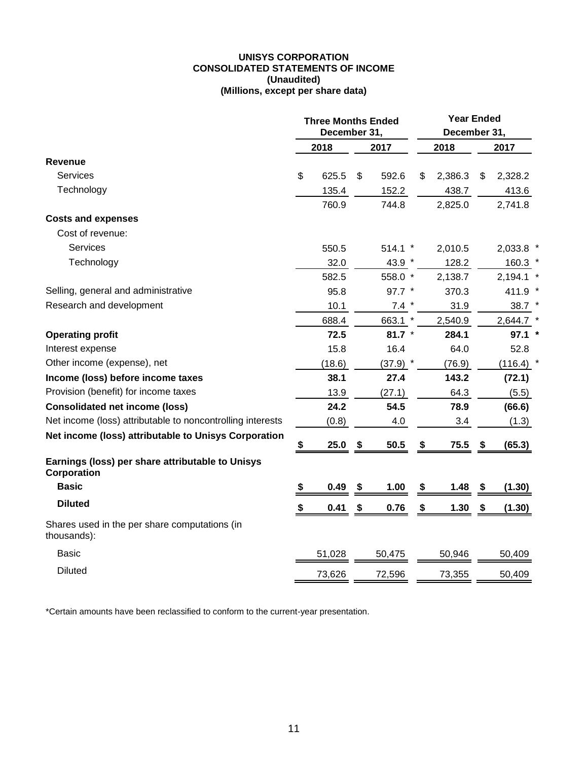**UNISYS CORPORATION**
**CONSOLIDATED STATEMENTS OF INCOME**
**(Unaudited)**
**(Millions, except per share data)**

| | Three Months Ended December 31, | | Year Ended December 31, | |
|---|---|---|---|---|
| | 2018 | 2017 | 2018 | 2017 |
| **Revenue** | | | | |
| Services | $ 625.5 | $ 592.6 | $ 2,386.3 | $ 2,328.2 |
| Technology | 135.4 | 152.2 | 438.7 | 413.6 |
| | 760.9 | 744.8 | 2,825.0 | 2,741.8 |
| **Costs and expenses** | | | | |
| Cost of revenue: | | | | |
| Services | 550.5 | 514.1 * | 2,010.5 | 2,033.8 * |
| Technology | 32.0 | 43.9 * | 128.2 | 160.3 * |
| | 582.5 | 558.0 * | 2,138.7 | 2,194.1 * |
| Selling, general and administrative | 95.8 | 97.7 * | 370.3 | 411.9 * |
| Research and development | 10.1 | 7.4 * | 31.9 | 38.7 * |
| | 688.4 | 663.1 * | 2,540.9 | 2,644.7 * |
| **Operating profit** | **72.5** | **81.7** * | **284.1** | **97.1** * |
| Interest expense | 15.8 | 16.4 | 64.0 | 52.8 |
| Other income (expense), net | (18.6) | (37.9) * | (76.9) | (116.4) * |
| **Income (loss) before income taxes** | **38.1** | **27.4** | **143.2** | **(72.1)** |
| Provision (benefit) for income taxes | 13.9 | (27.1) | 64.3 | (5.5) |
| **Consolidated net income (loss)** | **24.2** | **54.5** | **78.9** | **(66.6)** |
| Net income (loss) attributable to noncontrolling interests | (0.8) | 4.0 | 3.4 | (1.3) |
| **Net income (loss) attributable to Unisys Corporation** | **$ 25.0** | **$ 50.5** | **$ 75.5** | **$ (65.3)** |
| **Earnings (loss) per share attributable to Unisys Corporation** | | | | |
| **Basic** | **$ 0.49** | **$ 1.00** | **$ 1.48** | **$ (1.30)** |
| **Diluted** | **$ 0.41** | **$ 0.76** | **$ 1.30** | **$ (1.30)** |
| Shares used in the per share computations (in thousands): | | | | |
| Basic | 51,028 | 50,475 | 50,946 | 50,409 |
| Diluted | 73,626 | 72,596 | 73,355 | 50,409 |

*Certain amounts have been reclassified to conform to the current-year presentation.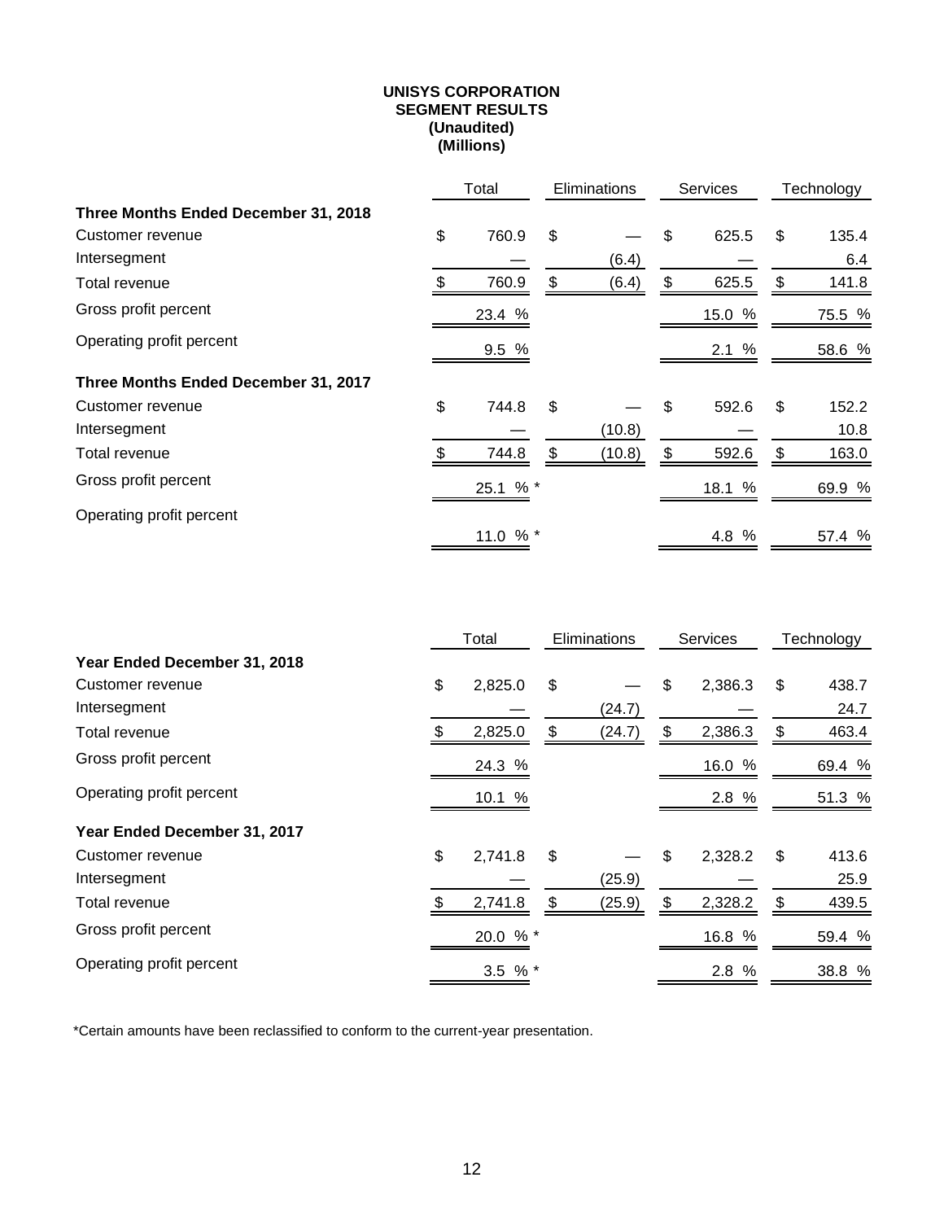**UNISYS CORPORATION**
**SEGMENT RESULTS**
**(Unaudited)**
**(Millions)**

| | Total | Eliminations | Services | Technology |
|---|---|---|---|---|
| **Three Months Ended December 31, 2018** | | | | |
| Customer revenue | $ 760.9 | $ — | $ 625.5 | $ 135.4 |
| Intersegment | — | (6.4) | — | 6.4 |
| Total revenue | $ 760.9 | $ (6.4) | $ 625.5 | $ 141.8 |
| Gross profit percent | 23.4 % | | 15.0 % | 75.5 % |
| Operating profit percent | 9.5 % | | 2.1 % | 58.6 % |
| **Three Months Ended December 31, 2017** | | | | |
| Customer revenue | $ 744.8 | $ — | $ 592.6 | $ 152.2 |
| Intersegment | — | (10.8) | — | 10.8 |
| Total revenue | $ 744.8 | $ (10.8) | $ 592.6 | $ 163.0 |
| Gross profit percent | 25.1 % * | | 18.1 % | 69.9 % |
| Operating profit percent | 11.0 % * | | 4.8 % | 57.4 % |

| | Total | Eliminations | Services | Technology |
|---|---|---|---|---|
| **Year Ended December 31, 2018** | | | | |
| Customer revenue | $ 2,825.0 | $ — | $ 2,386.3 | $ 438.7 |
| Intersegment | — | (24.7) | — | 24.7 |
| Total revenue | $ 2,825.0 | $ (24.7) | $ 2,386.3 | $ 463.4 |
| Gross profit percent | 24.3 % | | 16.0 % | 69.4 % |
| Operating profit percent | 10.1 % | | 2.8 % | 51.3 % |
| **Year Ended December 31, 2017** | | | | |
| Customer revenue | $ 2,741.8 | $ — | $ 2,328.2 | $ 413.6 |
| Intersegment | — | (25.9) | — | 25.9 |
| Total revenue | $ 2,741.8 | $ (25.9) | $ 2,328.2 | $ 439.5 |
| Gross profit percent | 20.0 % * | | 16.8 % | 59.4 % |
| Operating profit percent | 3.5 % * | | 2.8 % | 38.8 % |

*Certain amounts have been reclassified to conform to the current-year presentation.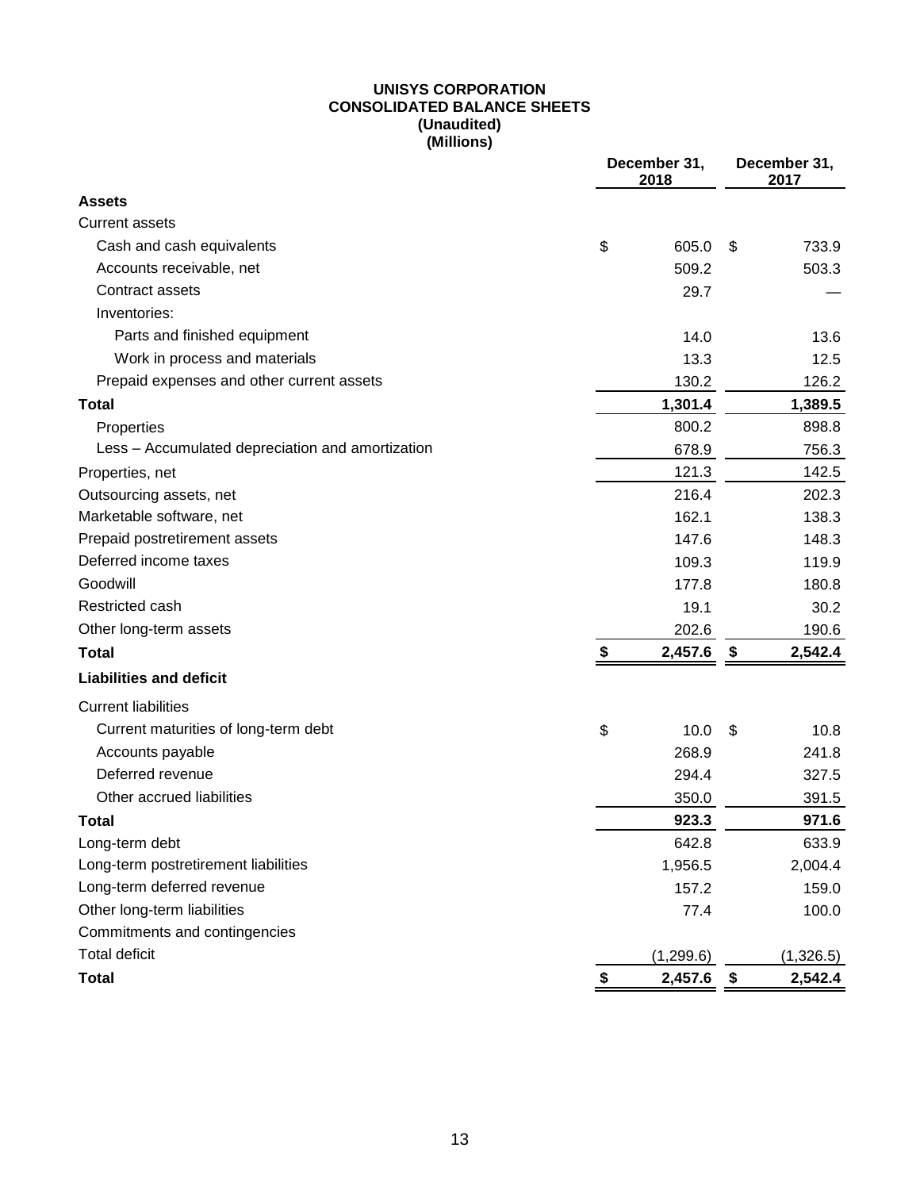**UNISYS CORPORATION**
**CONSOLIDATED BALANCE SHEETS**
**(Unaudited)**
**(Millions)**

| | December 31, 2018 | December 31, 2017 |
|---|---|---|
| **Assets** | | |
| Current assets | | |
| Cash and cash equivalents | $ 605.0 | $ 733.9 |
| Accounts receivable, net | 509.2 | 503.3 |
| Contract assets | 29.7 | — |
| Inventories: | | |
| Parts and finished equipment | 14.0 | 13.6 |
| Work in process and materials | 13.3 | 12.5 |
| Prepaid expenses and other current assets | 130.2 | 126.2 |
| **Total** | **1,301.4** | **1,389.5** |
| Properties | 800.2 | 898.8 |
| Less – Accumulated depreciation and amortization | 678.9 | 756.3 |
| Properties, net | 121.3 | 142.5 |
| Outsourcing assets, net | 216.4 | 202.3 |
| Marketable software, net | 162.1 | 138.3 |
| Prepaid postretirement assets | 147.6 | 148.3 |
| Deferred income taxes | 109.3 | 119.9 |
| Goodwill | 177.8 | 180.8 |
| Restricted cash | 19.1 | 30.2 |
| Other long-term assets | 202.6 | 190.6 |
| **Total** | **$ 2,457.6** | **$ 2,542.4** |
| **Liabilities and deficit** | | |
| Current liabilities | | |
| Current maturities of long-term debt | $ 10.0 | $ 10.8 |
| Accounts payable | 268.9 | 241.8 |
| Deferred revenue | 294.4 | 327.5 |
| Other accrued liabilities | 350.0 | 391.5 |
| **Total** | **923.3** | **971.6** |
| Long-term debt | 642.8 | 633.9 |
| Long-term postretirement liabilities | 1,956.5 | 2,004.4 |
| Long-term deferred revenue | 157.2 | 159.0 |
| Other long-term liabilities | 77.4 | 100.0 |
| Commitments and contingencies | | |
| Total deficit | (1,299.6) | (1,326.5) |
| **Total** | **$ 2,457.6** | **$ 2,542.4** |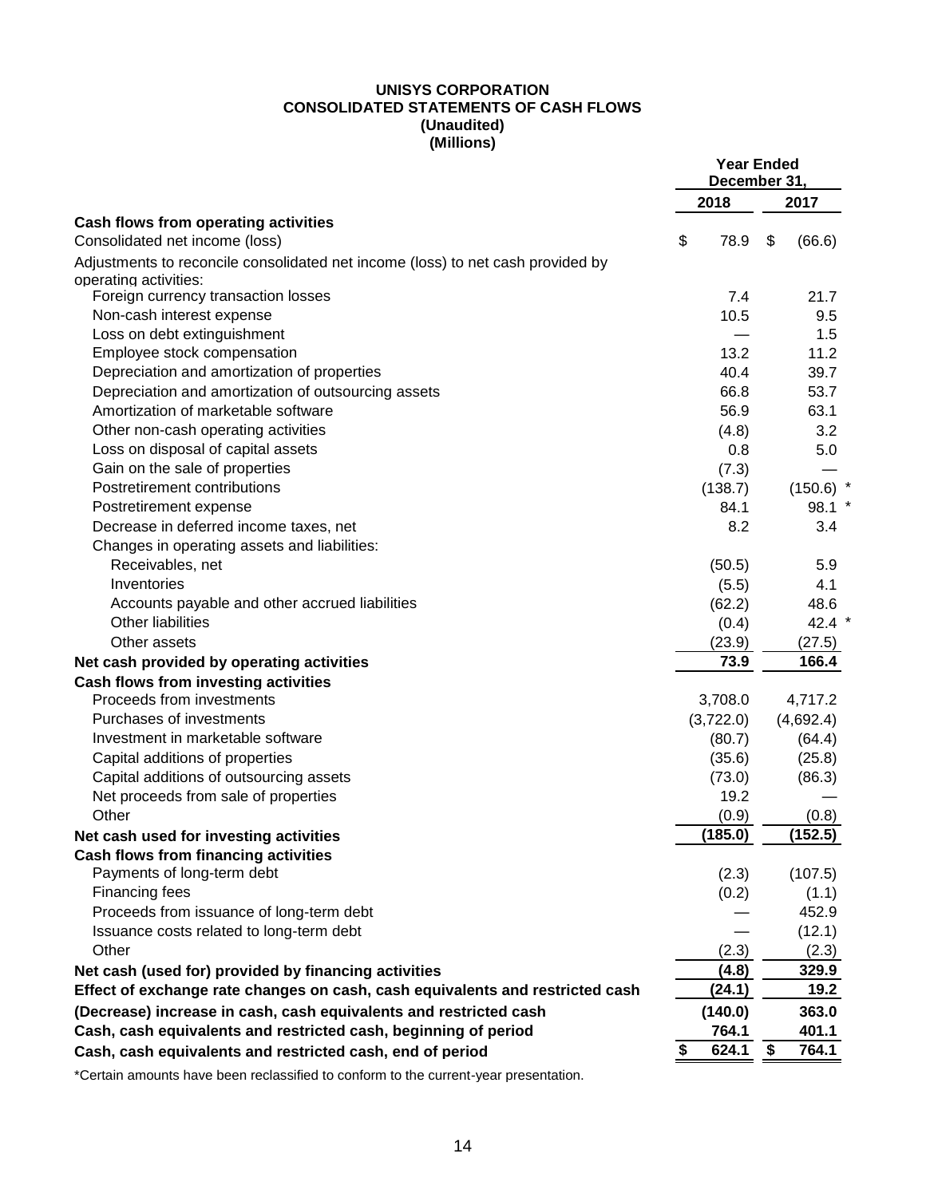**UNISYS CORPORATION**
**CONSOLIDATED STATEMENTS OF CASH FLOWS**
**(Unaudited)**
**(Millions)**

| | Year Ended December 31, | |
|---|---|---|
| | 2018 | 2017 |
| **Cash flows from operating activities** | | |
| Consolidated net income (loss) | $ 78.9 | $ (66.6) |
| Adjustments to reconcile consolidated net income (loss) to net cash provided by operating activities: | | |
| Foreign currency transaction losses | 7.4 | 21.7 |
| Non-cash interest expense | 10.5 | 9.5 |
| Loss on debt extinguishment | — | 1.5 |
| Employee stock compensation | 13.2 | 11.2 |
| Depreciation and amortization of properties | 40.4 | 39.7 |
| Depreciation and amortization of outsourcing assets | 66.8 | 53.7 |
| Amortization of marketable software | 56.9 | 63.1 |
| Other non-cash operating activities | (4.8) | 3.2 |
| Loss on disposal of capital assets | 0.8 | 5.0 |
| Gain on the sale of properties | (7.3) | — |
| Postretirement contributions | (138.7) | (150.6) * |
| Postretirement expense | 84.1 | 98.1 * |
| Decrease in deferred income taxes, net | 8.2 | 3.4 |
| Changes in operating assets and liabilities: | | |
| Receivables, net | (50.5) | 5.9 |
| Inventories | (5.5) | 4.1 |
| Accounts payable and other accrued liabilities | (62.2) | 48.6 |
| Other liabilities | (0.4) | 42.4 * |
| Other assets | (23.9) | (27.5) |
| **Net cash provided by operating activities** | **73.9** | **166.4** |
| **Cash flows from investing activities** | | |
| Proceeds from investments | 3,708.0 | 4,717.2 |
| Purchases of investments | (3,722.0) | (4,692.4) |
| Investment in marketable software | (80.7) | (64.4) |
| Capital additions of properties | (35.6) | (25.8) |
| Capital additions of outsourcing assets | (73.0) | (86.3) |
| Net proceeds from sale of properties | 19.2 | — |
| Other | (0.9) | (0.8) |
| **Net cash used for investing activities** | **(185.0)** | **(152.5)** |
| **Cash flows from financing activities** | | |
| Payments of long-term debt | (2.3) | (107.5) |
| Financing fees | (0.2) | (1.1) |
| Proceeds from issuance of long-term debt | — | 452.9 |
| Issuance costs related to long-term debt | — | (12.1) |
| Other | (2.3) | (2.3) |
| **Net cash (used for) provided by financing activities** | **(4.8)** | **329.9** |
| **Effect of exchange rate changes on cash, cash equivalents and restricted cash** | **(24.1)** | **19.2** |
| **(Decrease) increase in cash, cash equivalents and restricted cash** | **(140.0)** | **363.0** |
| **Cash, cash equivalents and restricted cash, beginning of period** | **764.1** | **401.1** |
| **Cash, cash equivalents and restricted cash, end of period** | **$ 624.1** | **$ 764.1** |

*Certain amounts have been reclassified to conform to the current-year presentation.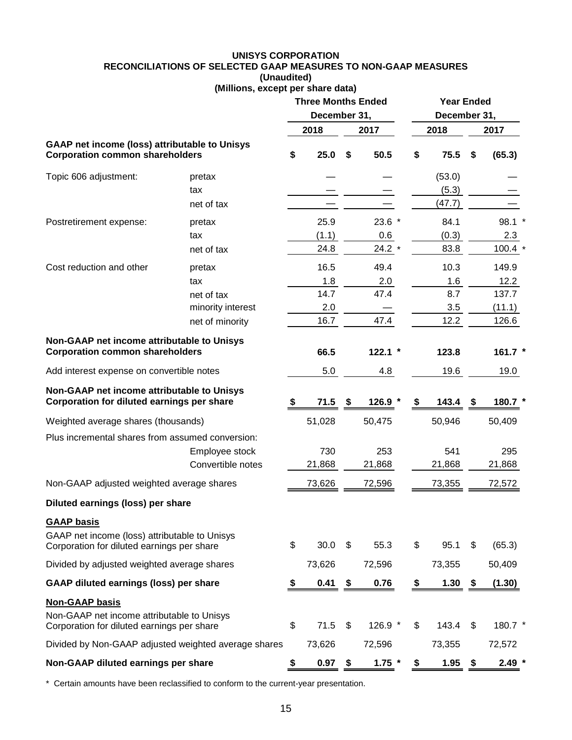# UNISYS CORPORATION
## RECONCILIATIONS OF SELECTED GAAP MEASURES TO NON-GAAP MEASURES
**(Unaudited)**
**(Millions, except per share data)**

| | | Three Months Ended December 31, | | Year Ended December 31, | |
|---|---|---|---|---|---|
| | | 2018 | 2017 | 2018 | 2017 |
| **GAAP net income (loss) attributable to Unisys Corporation common shareholders** | | $ 25.0 | $ 50.5 | $ 75.5 | $ (65.3) |
| Topic 606 adjustment: | pretax | — | — | (53.0) | — |
| | tax | — | — | (5.3) | — |
| | net of tax | — | — | (47.7) | — |
| Postretirement expense: | pretax | 25.9 | 23.6 * | 84.1 | 98.1 * |
| | tax | (1.1) | 0.6 | (0.3) | 2.3 |
| | net of tax | 24.8 | 24.2 * | 83.8 | 100.4 * |
| Cost reduction and other | pretax | 16.5 | 49.4 | 10.3 | 149.9 |
| | tax | 1.8 | 2.0 | 1.6 | 12.2 |
| | net of tax | 14.7 | 47.4 | 8.7 | 137.7 |
| | minority interest | 2.0 | — | 3.5 | (11.1) |
| | net of minority | 16.7 | 47.4 | 12.2 | 126.6 |
| **Non-GAAP net income attributable to Unisys Corporation common shareholders** | | **66.5** | **122.1 *** | **123.8** | **161.7 *** |
| Add interest expense on convertible notes | | 5.0 | 4.8 | 19.6 | 19.0 |
| **Non-GAAP net income attributable to Unisys Corporation for diluted earnings per share** | | **$ 71.5** | **$ 126.9 *** | **$ 143.4** | **$ 180.7 *** |
| Weighted average shares (thousands) | | 51,028 | 50,475 | 50,946 | 50,409 |
| Plus incremental shares from assumed conversion: | | | | | |
| | Employee stock | 730 | 253 | 541 | 295 |
| | Convertible notes | 21,868 | 21,868 | 21,868 | 21,868 |
| Non-GAAP adjusted weighted average shares | | 73,626 | 72,596 | 73,355 | 72,572 |
| **Diluted earnings (loss) per share** | | | | | |
| **GAAP basis** | | | | | |
| GAAP net income (loss) attributable to Unisys Corporation for diluted earnings per share | | $ 30.0 | $ 55.3 | $ 95.1 | $ (65.3) |
| Divided by adjusted weighted average shares | | 73,626 | 72,596 | 73,355 | 50,409 |
| **GAAP diluted earnings (loss) per share** | | **$ 0.41** | **$ 0.76** | **$ 1.30** | **$ (1.30)** |
| **Non-GAAP basis** | | | | | |
| Non-GAAP net income attributable to Unisys Corporation for diluted earnings per share | | $ 71.5 | $ 126.9 * | $ 143.4 | $ 180.7 * |
| Divided by Non-GAAP adjusted weighted average shares | | 73,626 | 72,596 | 73,355 | 72,572 |
| **Non-GAAP diluted earnings per share** | | **$ 0.97** | **$ 1.75 *** | **$ 1.95** | **$ 2.49 *** |

\* Certain amounts have been reclassified to conform to the current-year presentation.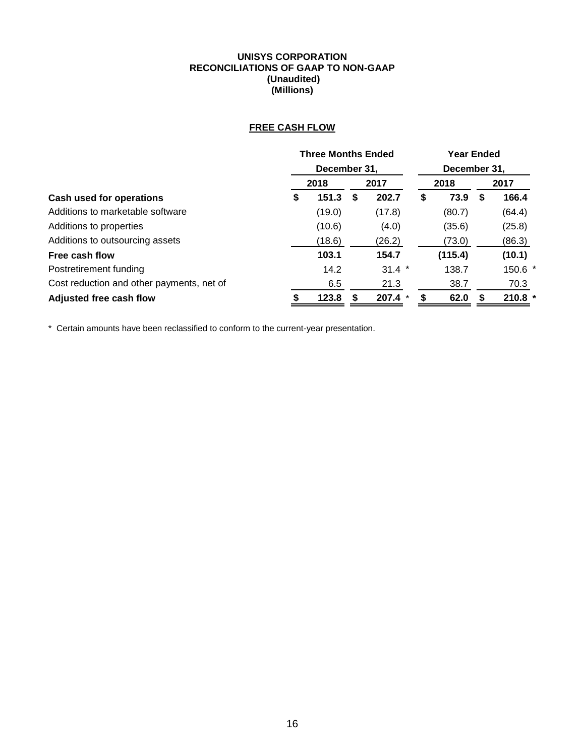**UNISYS CORPORATION**
**RECONCILIATIONS OF GAAP TO NON-GAAP**
**(Unaudited)**
**(Millions)**

**FREE CASH FLOW**

| | Three Months Ended December 31, | | Year Ended December 31, | |
|---|---|---|---|---|
| | 2018 | 2017 | 2018 | 2017 |
| **Cash used for operations** | **$ 151.3** | **$ 202.7** | **$ 73.9** | **$ 166.4** |
| Additions to marketable software | (19.0) | (17.8) | (80.7) | (64.4) |
| Additions to properties | (10.6) | (4.0) | (35.6) | (25.8) |
| Additions to outsourcing assets | (18.6) | (26.2) | (73.0) | (86.3) |
| **Free cash flow** | **103.1** | **154.7** | **(115.4)** | **(10.1)** |
| Postretirement funding | 14.2 | 31.4 * | 138.7 | 150.6 * |
| Cost reduction and other payments, net of | 6.5 | 21.3 | 38.7 | 70.3 |
| **Adjusted free cash flow** | **$ 123.8** | **$ 207.4** * | **$ 62.0** | **$ 210.8 *** |

* Certain amounts have been reclassified to conform to the current-year presentation.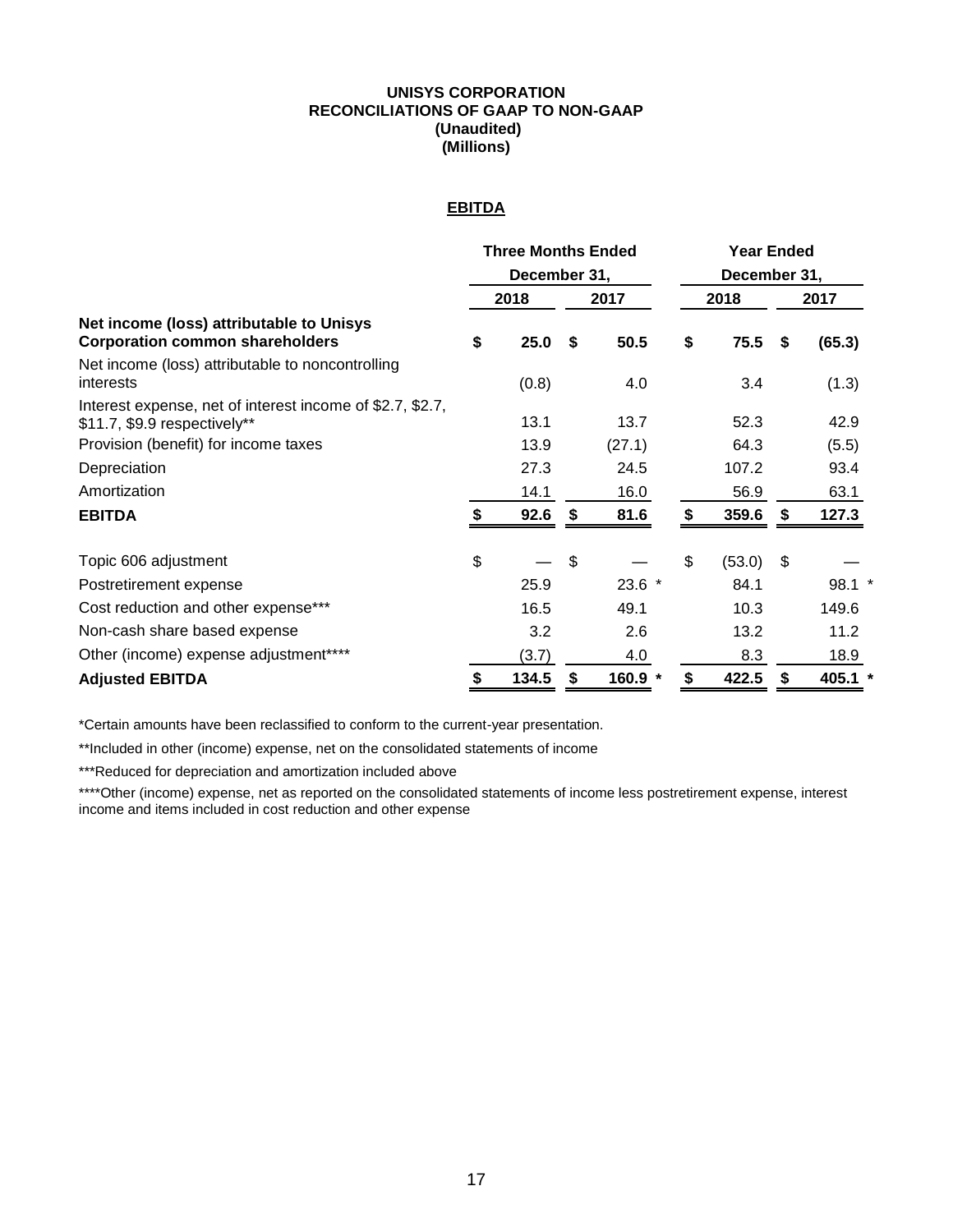**UNISYS CORPORATION**
**RECONCILIATIONS OF GAAP TO NON-GAAP**
**(Unaudited)**
**(Millions)**

**EBITDA**

| | Three Months Ended December 31, | | Year Ended December 31, | |
|---|---|---|---|---|
| | 2018 | 2017 | 2018 | 2017 |
| **Net income (loss) attributable to Unisys Corporation common shareholders** | **$ 25.0** | **$ 50.5** | **$ 75.5** | **$ (65.3)** |
| Net income (loss) attributable to noncontrolling interests | (0.8) | 4.0 | 3.4 | (1.3) |
| Interest expense, net of interest income of $2.7, $2.7, $11.7, $9.9 respectively** | 13.1 | 13.7 | 52.3 | 42.9 |
| Provision (benefit) for income taxes | 13.9 | (27.1) | 64.3 | (5.5) |
| Depreciation | 27.3 | 24.5 | 107.2 | 93.4 |
| Amortization | 14.1 | 16.0 | 56.9 | 63.1 |
| **EBITDA** | **$ 92.6** | **$ 81.6** | **$ 359.6** | **$ 127.3** |
| | | | | |
| Topic 606 adjustment | $ — | $ — | $ (53.0) | $ — |
| Postretirement expense | 25.9 | 23.6 * | 84.1 | 98.1 * |
| Cost reduction and other expense*** | 16.5 | 49.1 | 10.3 | 149.6 |
| Non-cash share based expense | 3.2 | 2.6 | 13.2 | 11.2 |
| Other (income) expense adjustment**** | (3.7) | 4.0 | 8.3 | 18.9 |
| **Adjusted EBITDA** | **$ 134.5** | **$ 160.9 *** | **$ 422.5** | **$ 405.1 *** |

*Certain amounts have been reclassified to conform to the current-year presentation.

**Included in other (income) expense, net on the consolidated statements of income

***Reduced for depreciation and amortization included above

****Other (income) expense, net as reported on the consolidated statements of income less postretirement expense, interest income and items included in cost reduction and other expense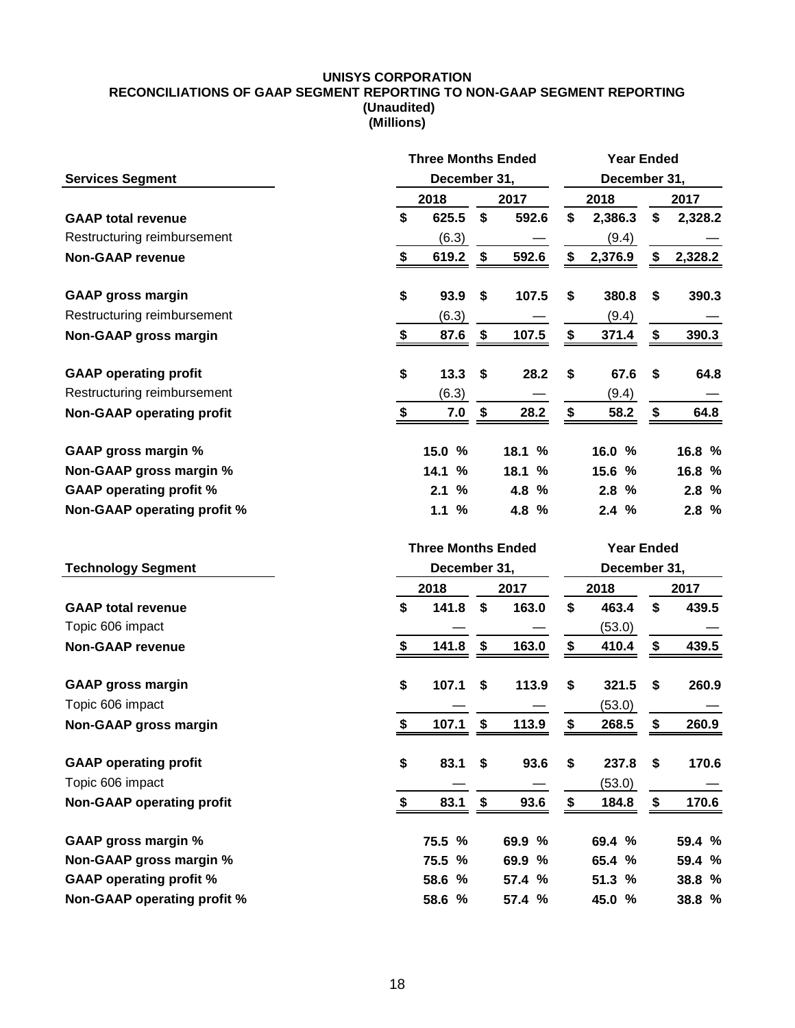**UNISYS CORPORATION**
**RECONCILIATIONS OF GAAP SEGMENT REPORTING TO NON-GAAP SEGMENT REPORTING**
**(Unaudited)**
**(Millions)**

| Services Segment | Three Months Ended December 31, 2018 | Three Months Ended December 31, 2017 | Year Ended December 31, 2018 | Year Ended December 31, 2017 |
|---|---|---|---|---|
| **GAAP total revenue** | $ 625.5 | $ 592.6 | $ 2,386.3 | $ 2,328.2 |
| Restructuring reimbursement | (6.3) | — | (9.4) | — |
| **Non-GAAP revenue** | $ 619.2 | $ 592.6 | $ 2,376.9 | $ 2,328.2 |
| | | | | |
| **GAAP gross margin** | $ 93.9 | $ 107.5 | $ 380.8 | $ 390.3 |
| Restructuring reimbursement | (6.3) | — | (9.4) | — |
| **Non-GAAP gross margin** | $ 87.6 | $ 107.5 | $ 371.4 | $ 390.3 |
| | | | | |
| **GAAP operating profit** | $ 13.3 | $ 28.2 | $ 67.6 | $ 64.8 |
| Restructuring reimbursement | (6.3) | — | (9.4) | — |
| **Non-GAAP operating profit** | $ 7.0 | $ 28.2 | $ 58.2 | $ 64.8 |
| | | | | |
| **GAAP gross margin %** | 15.0 % | 18.1 % | 16.0 % | 16.8 % |
| **Non-GAAP gross margin %** | 14.1 % | 18.1 % | 15.6 % | 16.8 % |
| **GAAP operating profit %** | 2.1 % | 4.8 % | 2.8 % | 2.8 % |
| **Non-GAAP operating profit %** | 1.1 % | 4.8 % | 2.4 % | 2.8 % |

| Technology Segment | Three Months Ended December 31, 2018 | Three Months Ended December 31, 2017 | Year Ended December 31, 2018 | Year Ended December 31, 2017 |
|---|---|---|---|---|
| **GAAP total revenue** | $ 141.8 | $ 163.0 | $ 463.4 | $ 439.5 |
| Topic 606 impact | — | — | (53.0) | — |
| **Non-GAAP revenue** | $ 141.8 | $ 163.0 | $ 410.4 | $ 439.5 |
| | | | | |
| **GAAP gross margin** | $ 107.1 | $ 113.9 | $ 321.5 | $ 260.9 |
| Topic 606 impact | — | — | (53.0) | — |
| **Non-GAAP gross margin** | $ 107.1 | $ 113.9 | $ 268.5 | $ 260.9 |
| | | | | |
| **GAAP operating profit** | $ 83.1 | $ 93.6 | $ 237.8 | $ 170.6 |
| Topic 606 impact | — | — | (53.0) | — |
| **Non-GAAP operating profit** | $ 83.1 | $ 93.6 | $ 184.8 | $ 170.6 |
| | | | | |
| **GAAP gross margin %** | 75.5 % | 69.9 % | 69.4 % | 59.4 % |
| **Non-GAAP gross margin %** | 75.5 % | 69.9 % | 65.4 % | 59.4 % |
| **GAAP operating profit %** | 58.6 % | 57.4 % | 51.3 % | 38.8 % |
| **Non-GAAP operating profit %** | 58.6 % | 57.4 % | 45.0 % | 38.8 % |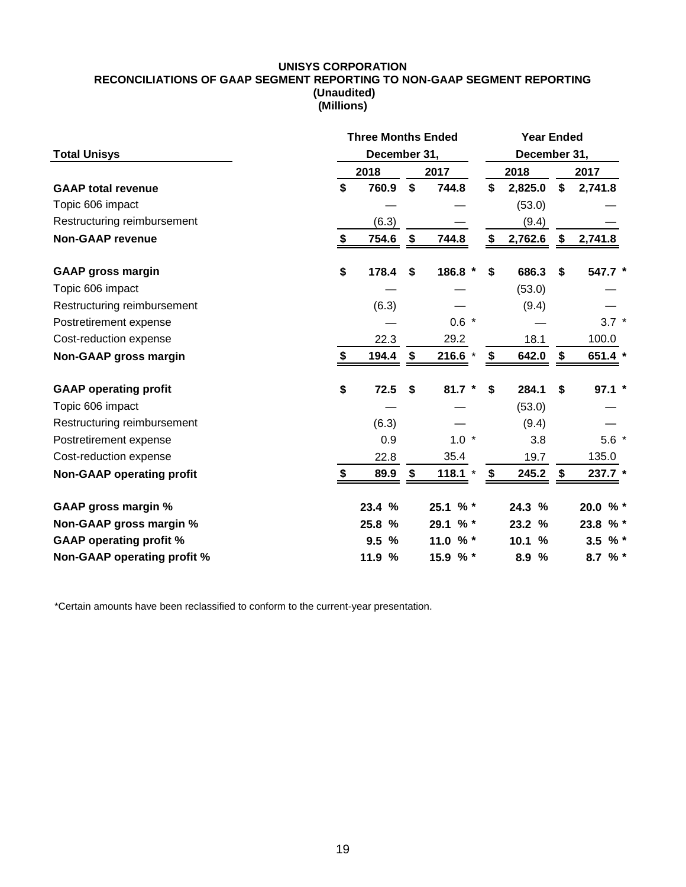**UNISYS CORPORATION**
**RECONCILIATIONS OF GAAP SEGMENT REPORTING TO NON-GAAP SEGMENT REPORTING**
**(Unaudited)**
**(Millions)**

| Total Unisys | Three Months Ended December 31, 2018 | Three Months Ended December 31, 2017 | Year Ended December 31, 2018 | Year Ended December 31, 2017 |
|---|---|---|---|---|
| **GAAP total revenue** | **$ 760.9** | **$ 744.8** | **$ 2,825.0** | **$ 2,741.8** |
| Topic 606 impact | — | — | (53.0) | — |
| Restructuring reimbursement | (6.3) | — | (9.4) | — |
| **Non-GAAP revenue** | **$ 754.6** | **$ 744.8** | **$ 2,762.6** | **$ 2,741.8** |
| | | | | |
| **GAAP gross margin** | **$ 178.4** | **$ 186.8 *** | **$ 686.3** | **$ 547.7 *** |
| Topic 606 impact | — | — | (53.0) | — |
| Restructuring reimbursement | (6.3) | — | (9.4) | — |
| Postretirement expense | — | 0.6 * | — | 3.7 * |
| Cost-reduction expense | 22.3 | 29.2 | 18.1 | 100.0 |
| **Non-GAAP gross margin** | **$ 194.4** | **$ 216.6 *** | **$ 642.0** | **$ 651.4 *** |
| | | | | |
| **GAAP operating profit** | **$ 72.5** | **$ 81.7 *** | **$ 284.1** | **$ 97.1 *** |
| Topic 606 impact | — | — | (53.0) | — |
| Restructuring reimbursement | (6.3) | — | (9.4) | — |
| Postretirement expense | 0.9 | 1.0 * | 3.8 | 5.6 * |
| Cost-reduction expense | 22.8 | 35.4 | 19.7 | 135.0 |
| **Non-GAAP operating profit** | **$ 89.9** | **$ 118.1 *** | **$ 245.2** | **$ 237.7 *** |
| | | | | |
| **GAAP gross margin %** | **23.4 %** | **25.1 % *** | **24.3 %** | **20.0 % *** |
| **Non-GAAP gross margin %** | **25.8 %** | **29.1 % *** | **23.2 %** | **23.8 % *** |
| **GAAP operating profit %** | **9.5 %** | **11.0 % *** | **10.1 %** | **3.5 % *** |
| **Non-GAAP operating profit %** | **11.9 %** | **15.9 % *** | **8.9 %** | **8.7 % *** |

*Certain amounts have been reclassified to conform to the current-year presentation.